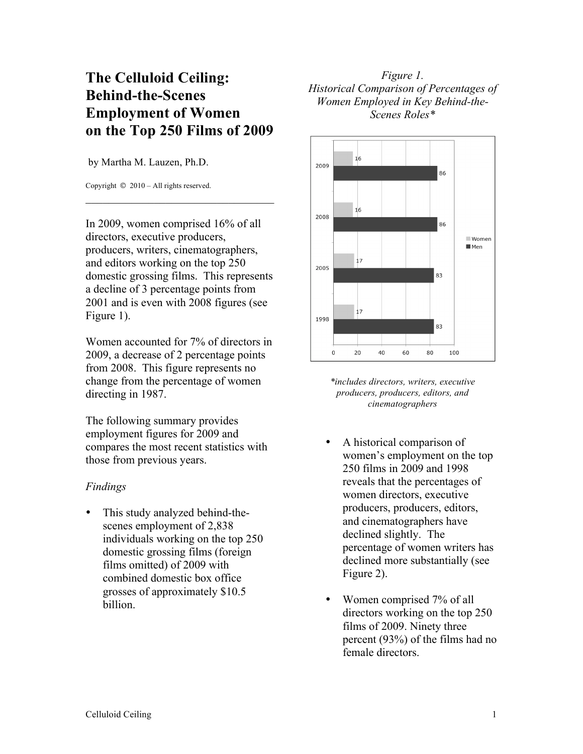# The Celluloid Ceiling: Behind-the-Scenes Employment of Women on the Top 250 Films of 2009

by Martha M. Lauzen, Ph.D.

Copyright © 2010 – All rights reserved.

---

In 2009, women comprised 16% of all directors, executive producers, producers, writers, cinematographers, and editors working on the top 250 domestic grossing films. This represents a decline of 3 percentage points from 2001 and is even with 2008 figures (see Figure 1).

Women accounted for 7% of directors in 2009, a decrease of 2 percentage points from 2008. This figure represents no change from the percentage of women directing in 1987.

The following summary provides employment figures for 2009 and compares the most recent statistics with those from previous years.

*Findings*

- This study analyzed behind-the-scenes employment of 2,838 individuals working on the top 250 domestic grossing films (foreign films omitted) of 2009 with combined domestic box office grosses of approximately $10.5 billion.

*Figure 1.*
*Historical Comparison of Percentages of Women Employed in Key Behind-the-Scenes Roles\**

| Year | Women | Men |
|---|---|---|
| 2009 | 16 | 86 |
| 2008 | 16 | 86 |
| 2005 | 17 | 83 |
| 1998 | 17 | 83 |

*\*includes directors, writers, executive producers, producers, editors, and cinematographers*

- A historical comparison of women's employment on the top 250 films in 2009 and 1998 reveals that the percentages of women directors, executive producers, producers, editors, and cinematographers have declined slightly. The percentage of women writers has declined more substantially (see Figure 2).

- Women comprised 7% of all directors working on the top 250 films of 2009. Ninety three percent (93%) of the films had no female directors.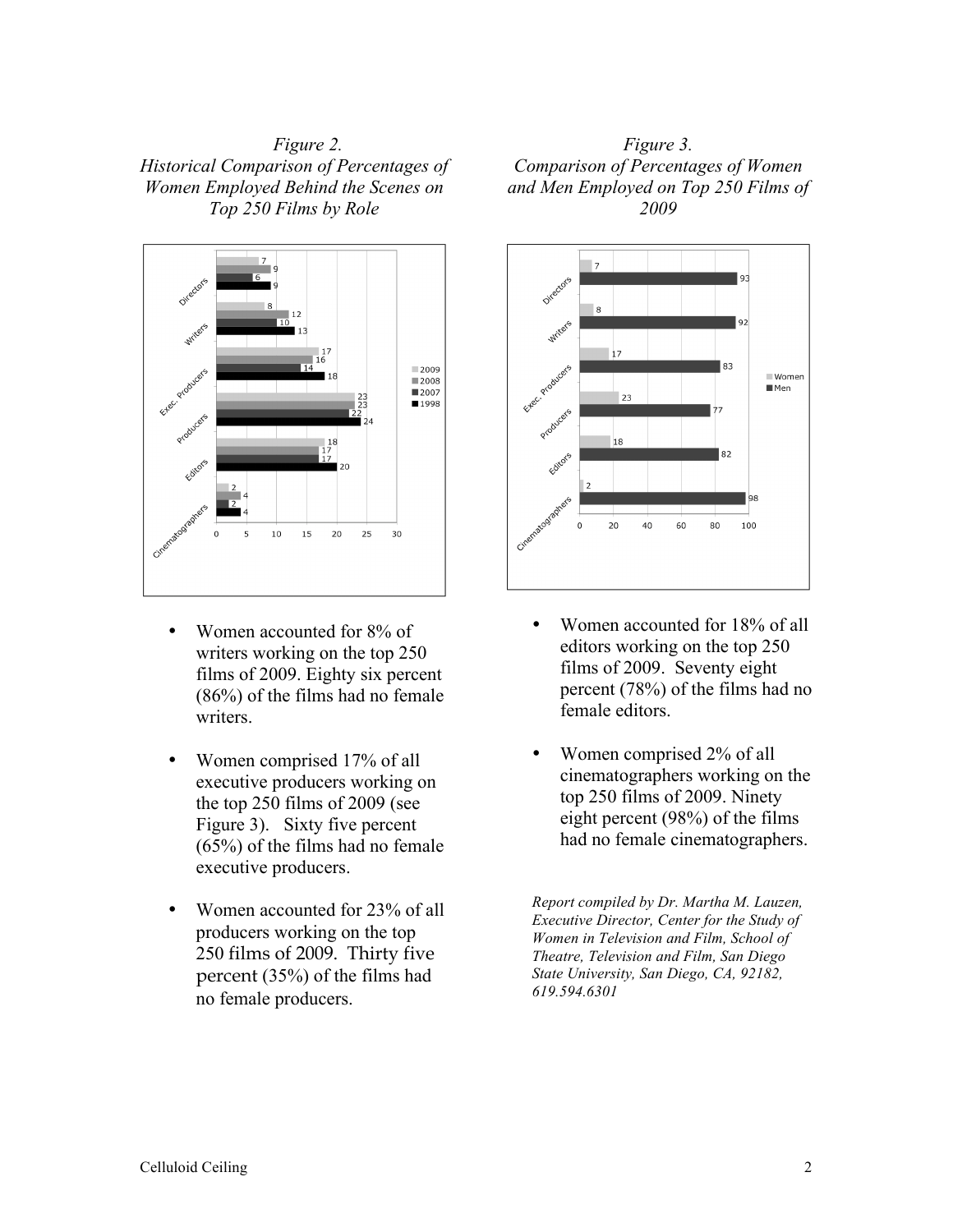*Figure 2.*
*Historical Comparison of Percentages of Women Employed Behind the Scenes on Top 250 Films by Role*

Directors
7
9
6
9
Writers
8
12
10
13
Exec. Producers
17
16
14
18
Producers
23
23
22
24
Editors
18
17
17
20
Cinematographers
2
4
2
4

0 5 10 15 20 25 30

2009
2008
2007
1998

*Figure 3.*
*Comparison of Percentages of Women and Men Employed on Top 250 Films of 2009*

Directors
7
93
Writers
8
92
Exec. Producers
17
83
Producers
23
77
Editors
18
82
Cinematographers
2
98

0 20 40 60 80 100

Women
Men

- Women accounted for 8% of writers working on the top 250 films of 2009. Eighty six percent (86%) of the films had no female writers.

- Women comprised 17% of all executive producers working on the top 250 films of 2009 (see Figure 3). Sixty five percent (65%) of the films had no female executive producers.

- Women accounted for 23% of all producers working on the top 250 films of 2009. Thirty five percent (35%) of the films had no female producers.

- Women accounted for 18% of all editors working on the top 250 films of 2009. Seventy eight percent (78%) of the films had no female editors.

- Women comprised 2% of all cinematographers working on the top 250 films of 2009. Ninety eight percent (98%) of the films had no female cinematographers.

*Report compiled by Dr. Martha M. Lauzen, Executive Director, Center for the Study of Women in Television and Film, School of Theatre, Television and Film, San Diego State University, San Diego, CA, 92182, 619.594.6301*